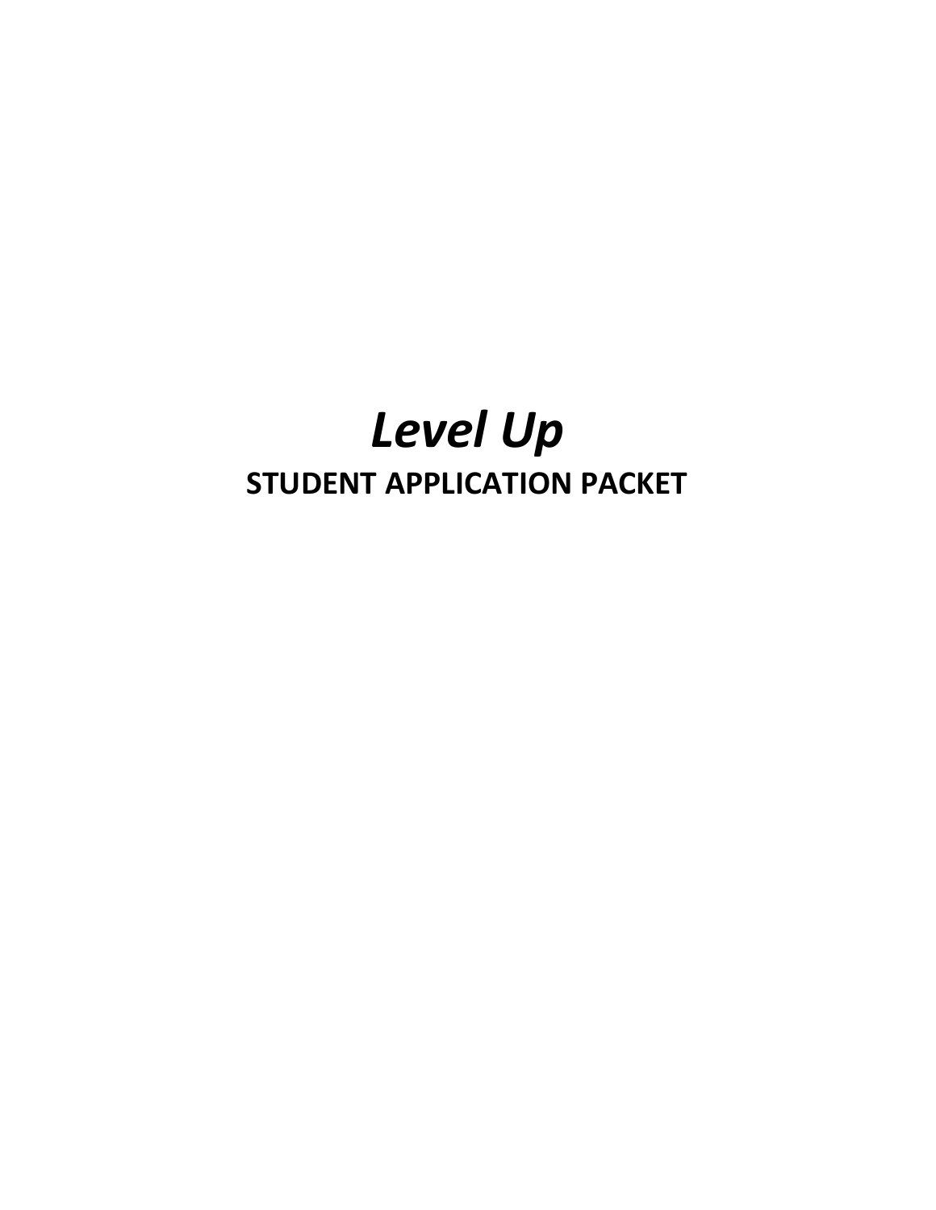# *Level Up*

## STUDENT APPLICATION PACKET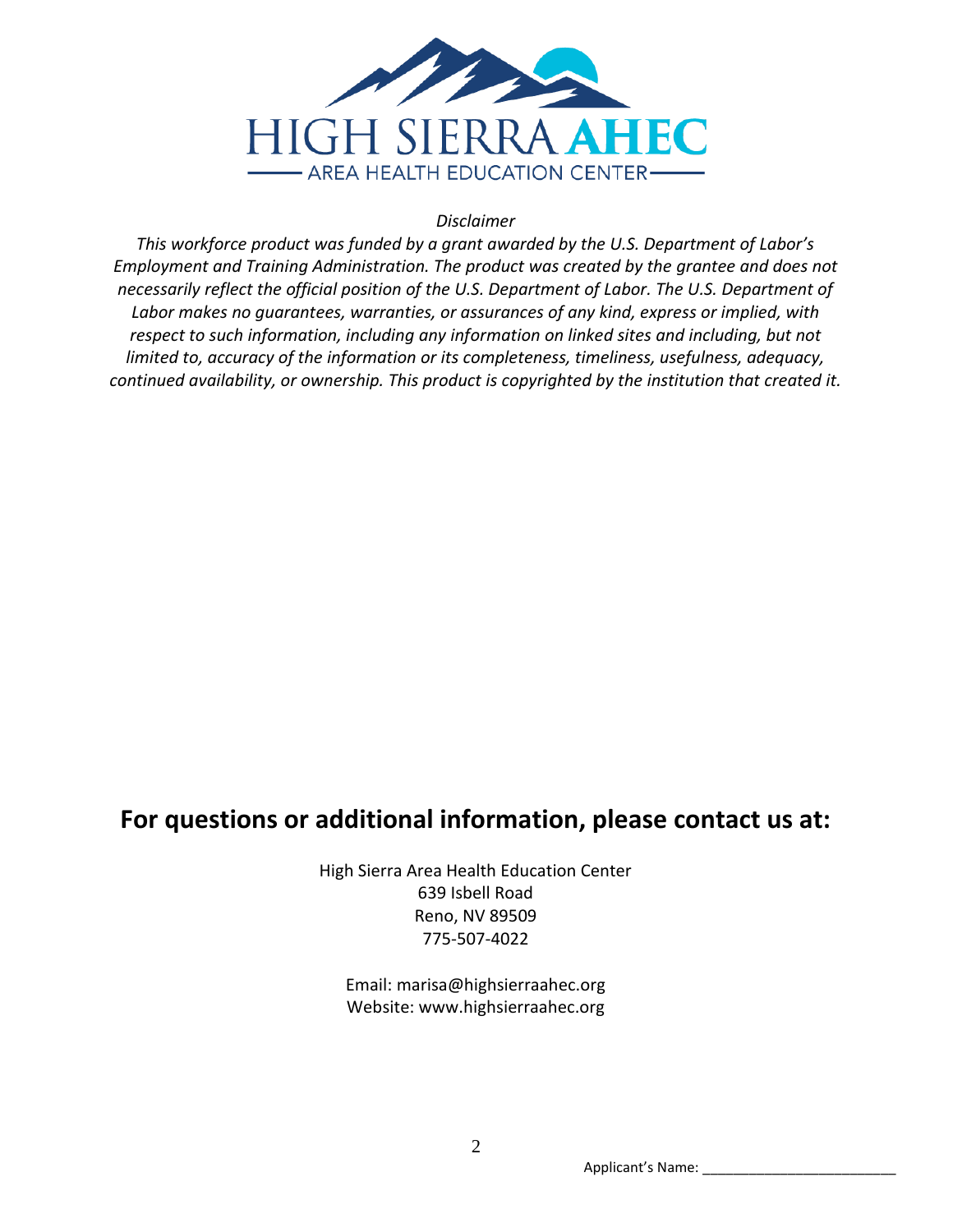*Disclaimer*

*This workforce product was funded by a grant awarded by the U.S. Department of Labor's Employment and Training Administration. The product was created by the grantee and does not necessarily reflect the official position of the U.S. Department of Labor. The U.S. Department of Labor makes no guarantees, warranties, or assurances of any kind, express or implied, with respect to such information, including any information on linked sites and including, but not limited to, accuracy of the information or its completeness, timeliness, usefulness, adequacy, continued availability, or ownership. This product is copyrighted by the institution that created it.*

## For questions or additional information, please contact us at:

High Sierra Area Health Education Center
639 Isbell Road
Reno, NV 89509
775-507-4022

Email: marisa@highsierraahec.org
Website: www.highsierraahec.org

Applicant's Name: _______________________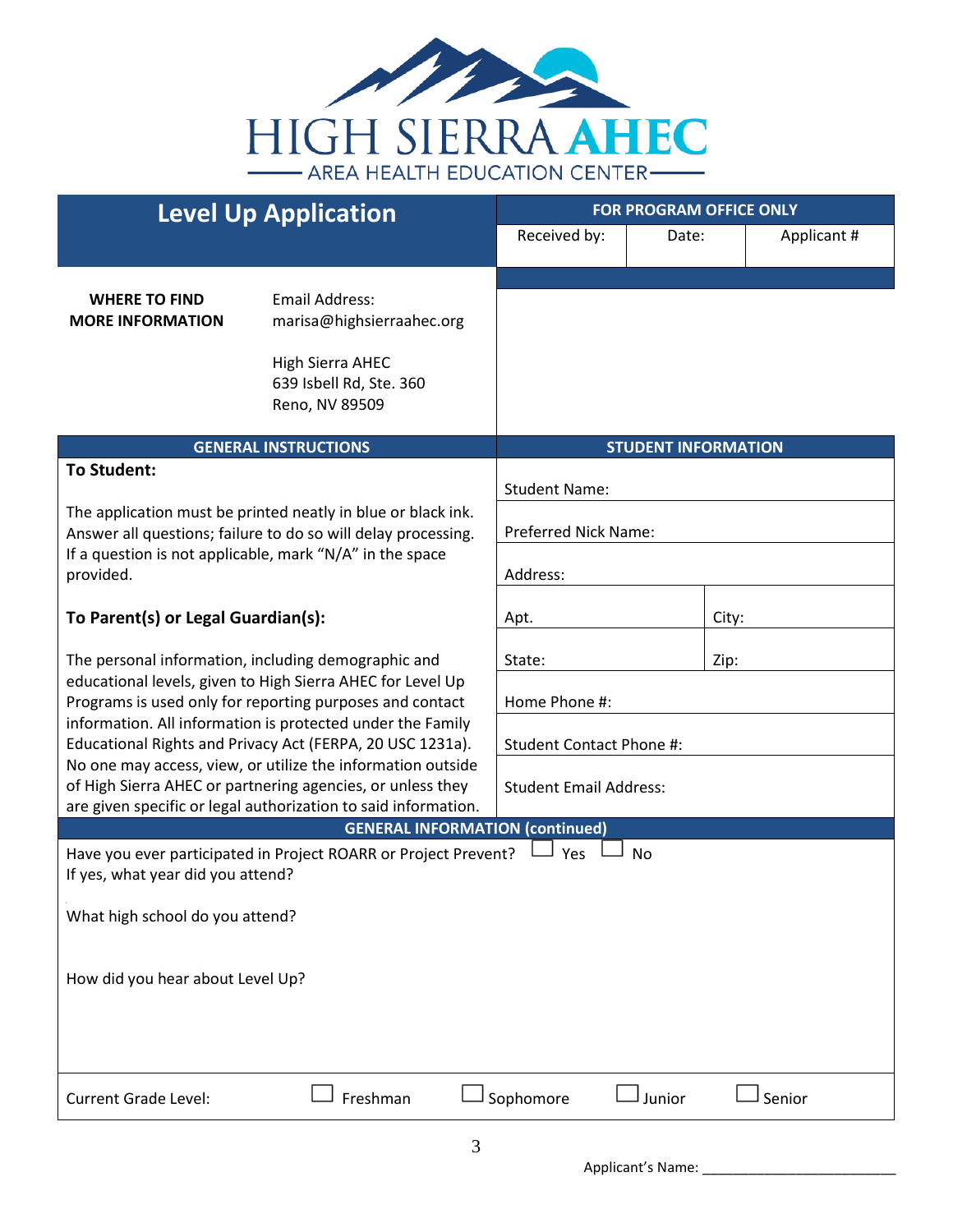HIGH SIERRA AHEC
AREA HEALTH EDUCATION CENTER

## Level Up Application

| FOR PROGRAM OFFICE ONLY | | |
|---|---|---|
| Received by: | Date: | Applicant # |

**WHERE TO FIND MORE INFORMATION**

Email Address:
marisa@highsierraahec.org

High Sierra AHEC
639 Isbell Rd, Ste. 360
Reno, NV 89509

### GENERAL INSTRUCTIONS

**To Student:**

The application must be printed neatly in blue or black ink. Answer all questions; failure to do so will delay processing. If a question is not applicable, mark "N/A" in the space provided.

**To Parent(s) or Legal Guardian(s):**

The personal information, including demographic and educational levels, given to High Sierra AHEC for Level Up Programs is used only for reporting purposes and contact information. All information is protected under the Family Educational Rights and Privacy Act (FERPA, 20 USC 1231a). No one may access, view, or utilize the information outside of High Sierra AHEC or partnering agencies, or unless they are given specific or legal authorization to said information.

### STUDENT INFORMATION

| | |
|---|---|
| Student Name: | |
| Preferred Nick Name: | |
| Address: | |
| Apt. | City: |
| State: | Zip: |
| Home Phone #: | |
| Student Contact Phone #: | |
| Student Email Address: | |

### GENERAL INFORMATION (continued)

Have you ever participated in Project ROARR or Project Prevent? ☐ Yes ☐ No
If yes, what year did you attend?

What high school do you attend?

How did you hear about Level Up?

Current Grade Level: ☐ Freshman ☐ Sophomore ☐ Junior ☐ Senior

Applicant's Name: ________________________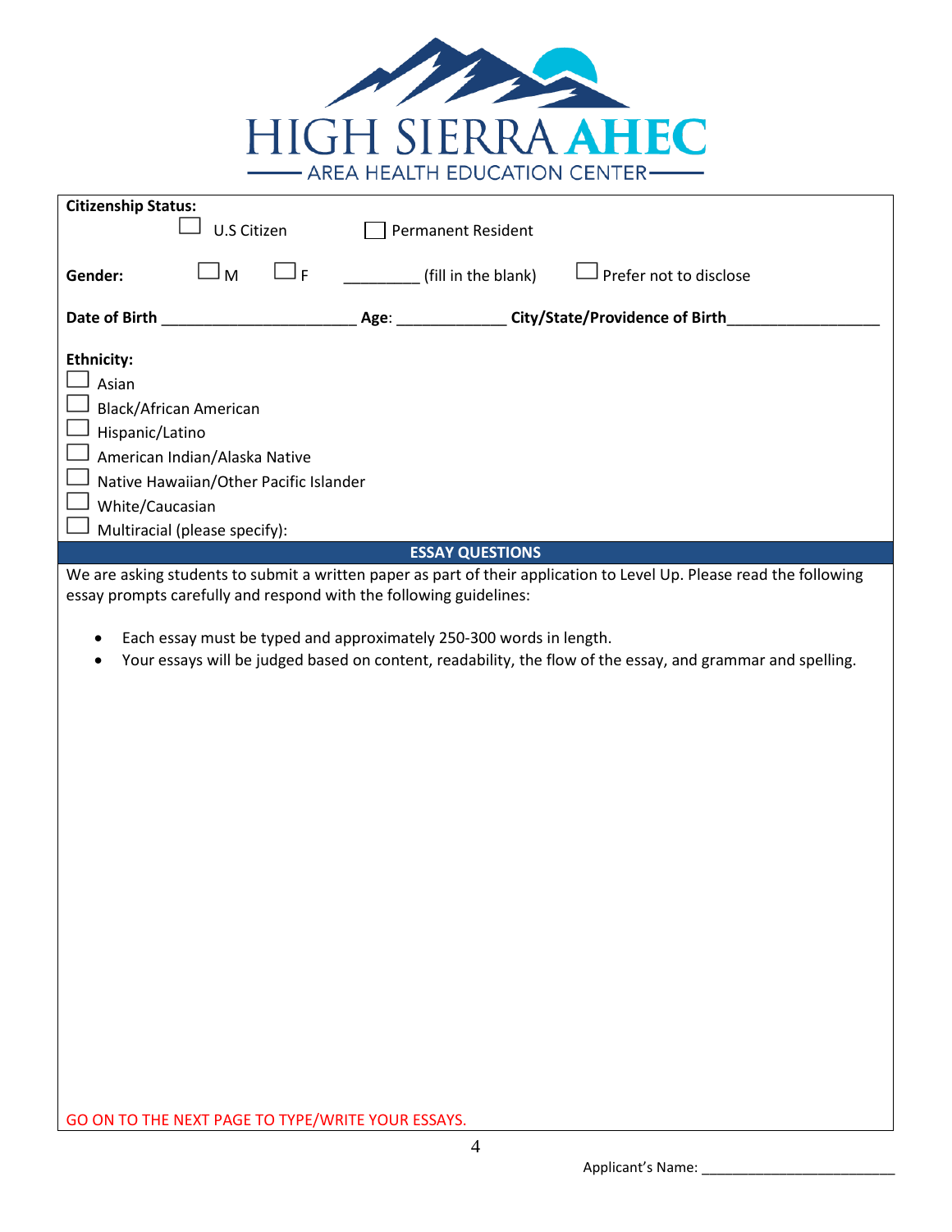# HIGH SIERRA AHEC

AREA HEALTH EDUCATION CENTER

**Citizenship Status:**

☐ U.S Citizen ☐ Permanent Resident

**Gender:** ☐ M ☐ F _________ (fill in the blank) ☐ Prefer not to disclose

**Date of Birth** _______________________ **Age**: _____________ **City/State/Providence of Birth**__________________

**Ethnicity:**

- ☐ Asian
- ☐ Black/African American
- ☐ Hispanic/Latino
- ☐ American Indian/Alaska Native
- ☐ Native Hawaiian/Other Pacific Islander
- ☐ White/Caucasian
- ☐ Multiracial (please specify):

## ESSAY QUESTIONS

We are asking students to submit a written paper as part of their application to Level Up. Please read the following essay prompts carefully and respond with the following guidelines:

- Each essay must be typed and approximately 250-300 words in length.
- Your essays will be judged based on content, readability, the flow of the essay, and grammar and spelling.

GO ON TO THE NEXT PAGE TO TYPE/WRITE YOUR ESSAYS.

Applicant's Name: _________________________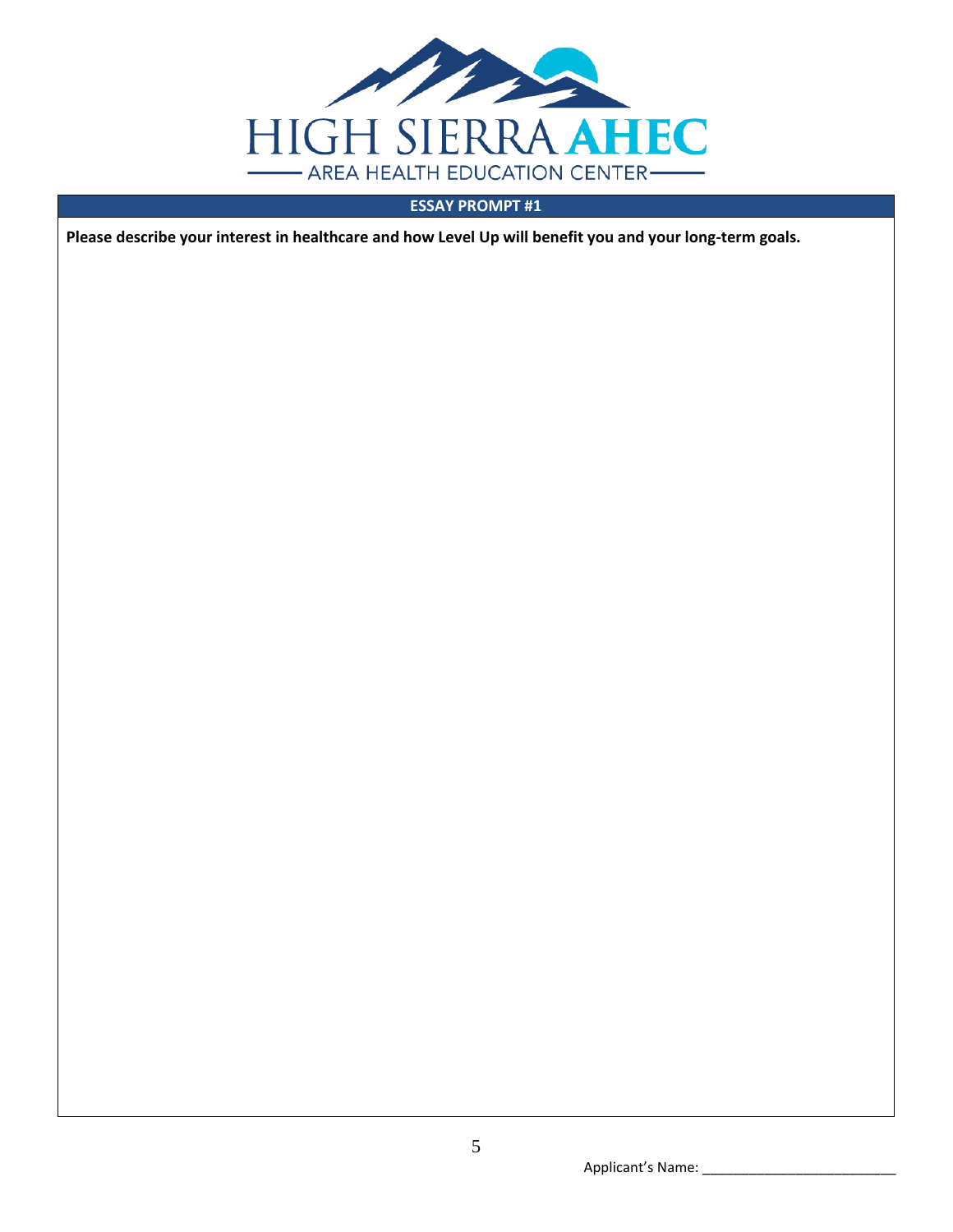HIGH SIERRA AHEC

AREA HEALTH EDUCATION CENTER

## ESSAY PROMPT #1

**Please describe your interest in healthcare and how Level Up will benefit you and your long-term goals.**

Applicant's Name: \_\_\_\_\_\_\_\_\_\_\_\_\_\_\_\_\_\_\_\_\_\_\_\_\_\_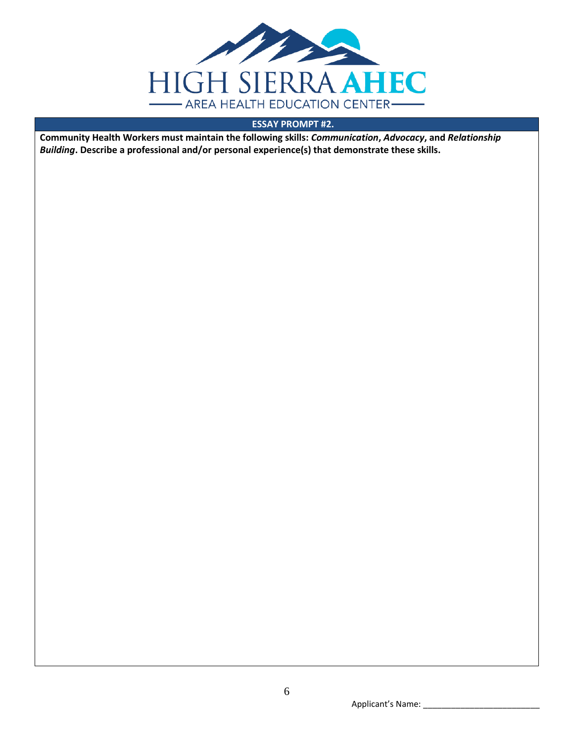HIGH SIERRA **AHEC**

AREA HEALTH EDUCATION CENTER

## ESSAY PROMPT #2.

**Community Health Workers must maintain the following skills: *Communication*, *Advocacy*, and *Relationship Building*. Describe a professional and/or personal experience(s) that demonstrate these skills.**

Applicant's Name: \_\_\_\_\_\_\_\_\_\_\_\_\_\_\_\_\_\_\_\_\_\_\_\_\_\_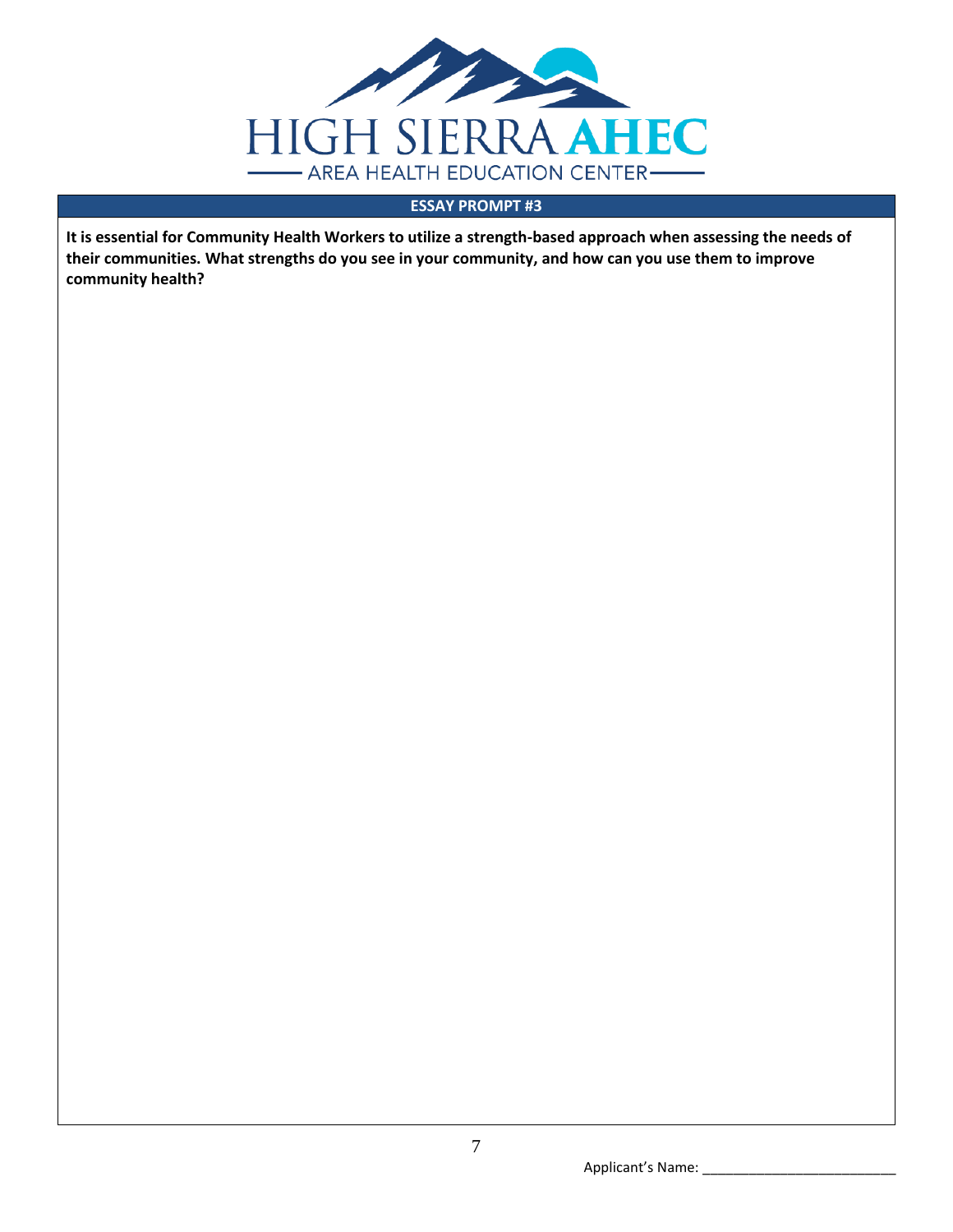HIGH SIERRA AHEC

AREA HEALTH EDUCATION CENTER

## ESSAY PROMPT #3

**It is essential for Community Health Workers to utilize a strength-based approach when assessing the needs of their communities. What strengths do you see in your community, and how can you use them to improve community health?**

Applicant's Name: ___________________________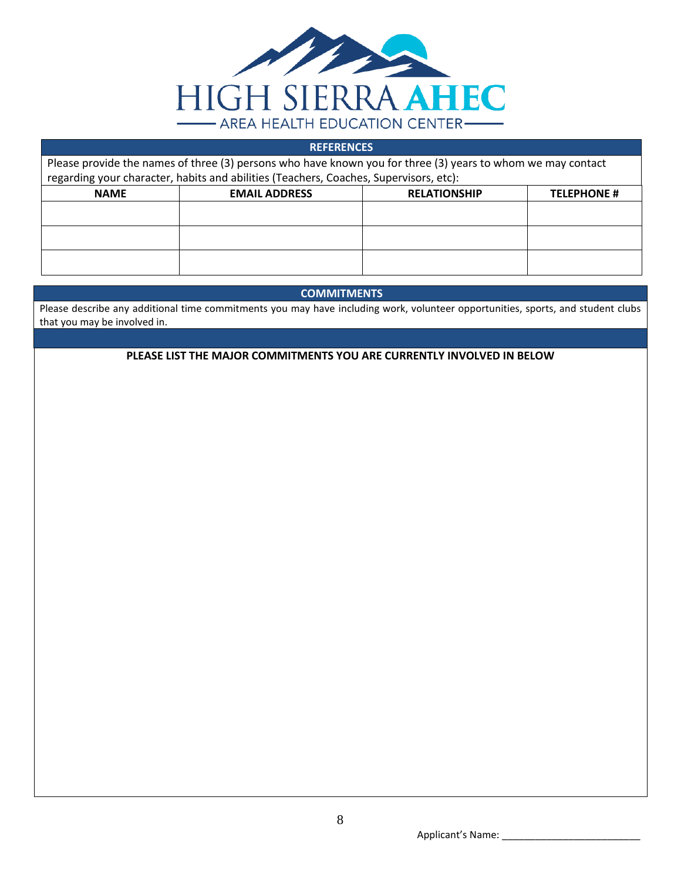HIGH SIERRA AHEC

AREA HEALTH EDUCATION CENTER

## REFERENCES

Please provide the names of three (3) persons who have known you for three (3) years to whom we may contact regarding your character, habits and abilities (Teachers, Coaches, Supervisors, etc):

| NAME | EMAIL ADDRESS | RELATIONSHIP | TELEPHONE # |
|---|---|---|---|
| | | | |
| | | | |
| | | | |

## COMMITMENTS

Please describe any additional time commitments you may have including work, volunteer opportunities, sports, and student clubs that you may be involved in.

**PLEASE LIST THE MAJOR COMMITMENTS YOU ARE CURRENTLY INVOLVED IN BELOW**

Applicant's Name: ___________________________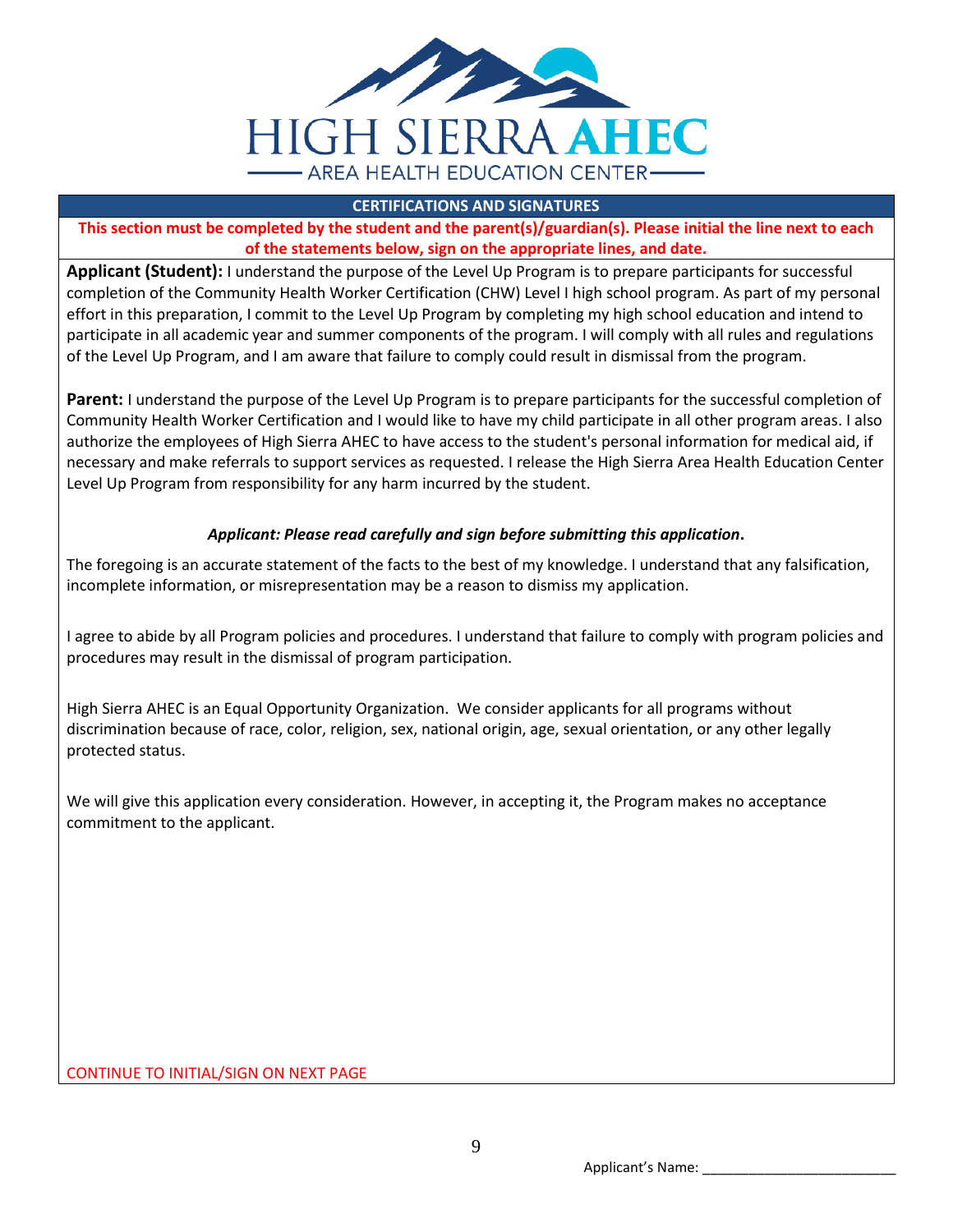HIGH SIERRA AHEC

AREA HEALTH EDUCATION CENTER

## CERTIFICATIONS AND SIGNATURES

**This section must be completed by the student and the parent(s)/guardian(s). Please initial the line next to each of the statements below, sign on the appropriate lines, and date.**

**Applicant (Student):** I understand the purpose of the Level Up Program is to prepare participants for successful completion of the Community Health Worker Certification (CHW) Level I high school program. As part of my personal effort in this preparation, I commit to the Level Up Program by completing my high school education and intend to participate in all academic year and summer components of the program. I will comply with all rules and regulations of the Level Up Program, and I am aware that failure to comply could result in dismissal from the program.

**Parent:** I understand the purpose of the Level Up Program is to prepare participants for the successful completion of Community Health Worker Certification and I would like to have my child participate in all other program areas. I also authorize the employees of High Sierra AHEC to have access to the student's personal information for medical aid, if necessary and make referrals to support services as requested. I release the High Sierra Area Health Education Center Level Up Program from responsibility for any harm incurred by the student.

***Applicant: Please read carefully and sign before submitting this application*.**

The foregoing is an accurate statement of the facts to the best of my knowledge. I understand that any falsification, incomplete information, or misrepresentation may be a reason to dismiss my application.

I agree to abide by all Program policies and procedures. I understand that failure to comply with program policies and procedures may result in the dismissal of program participation.

High Sierra AHEC is an Equal Opportunity Organization. We consider applicants for all programs without discrimination because of race, color, religion, sex, national origin, age, sexual orientation, or any other legally protected status.

We will give this application every consideration. However, in accepting it, the Program makes no acceptance commitment to the applicant.

CONTINUE TO INITIAL/SIGN ON NEXT PAGE

Applicant's Name: ___________________________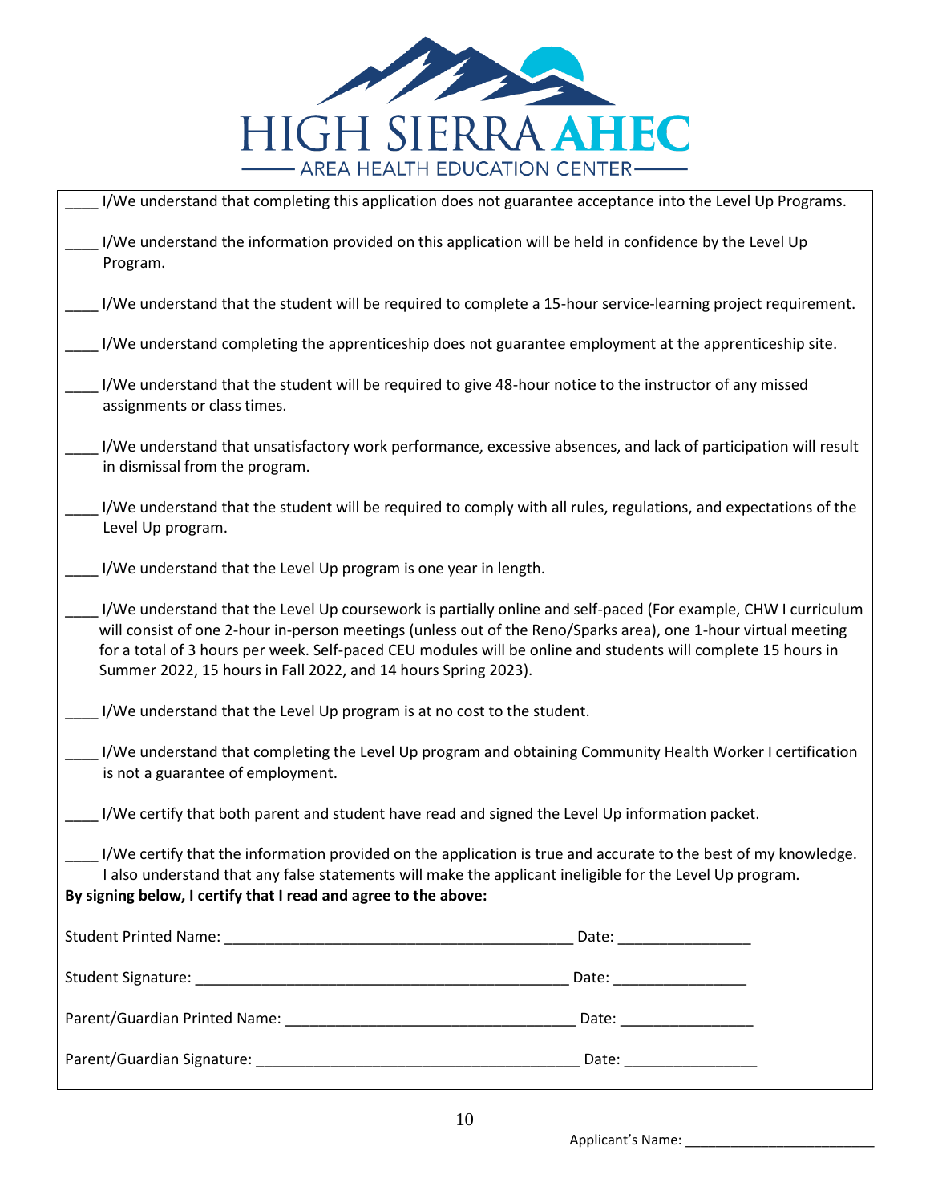HIGH SIERRA AHEC
AREA HEALTH EDUCATION CENTER

____ I/We understand that completing this application does not guarantee acceptance into the Level Up Programs.

____ I/We understand the information provided on this application will be held in confidence by the Level Up Program.

____ I/We understand that the student will be required to complete a 15-hour service-learning project requirement.

____ I/We understand completing the apprenticeship does not guarantee employment at the apprenticeship site.

____ I/We understand that the student will be required to give 48-hour notice to the instructor of any missed assignments or class times.

____ I/We understand that unsatisfactory work performance, excessive absences, and lack of participation will result in dismissal from the program.

____ I/We understand that the student will be required to comply with all rules, regulations, and expectations of the Level Up program.

____ I/We understand that the Level Up program is one year in length.

____ I/We understand that the Level Up coursework is partially online and self-paced (For example, CHW I curriculum will consist of one 2-hour in-person meetings (unless out of the Reno/Sparks area), one 1-hour virtual meeting for a total of 3 hours per week. Self-paced CEU modules will be online and students will complete 15 hours in Summer 2022, 15 hours in Fall 2022, and 14 hours Spring 2023).

____ I/We understand that the Level Up program is at no cost to the student.

____ I/We understand that completing the Level Up program and obtaining Community Health Worker I certification is not a guarantee of employment.

____ I/We certify that both parent and student have read and signed the Level Up information packet.

____ I/We certify that the information provided on the application is true and accurate to the best of my knowledge. I also understand that any false statements will make the applicant ineligible for the Level Up program.

**By signing below, I certify that I read and agree to the above:**

Student Printed Name: __________________________________________ Date: ________________

Student Signature: ______________________________________________ Date: ________________

Parent/Guardian Printed Name: ___________________________________ Date: ________________

Parent/Guardian Signature: _______________________________________ Date: ________________

Applicant's Name: _________________________